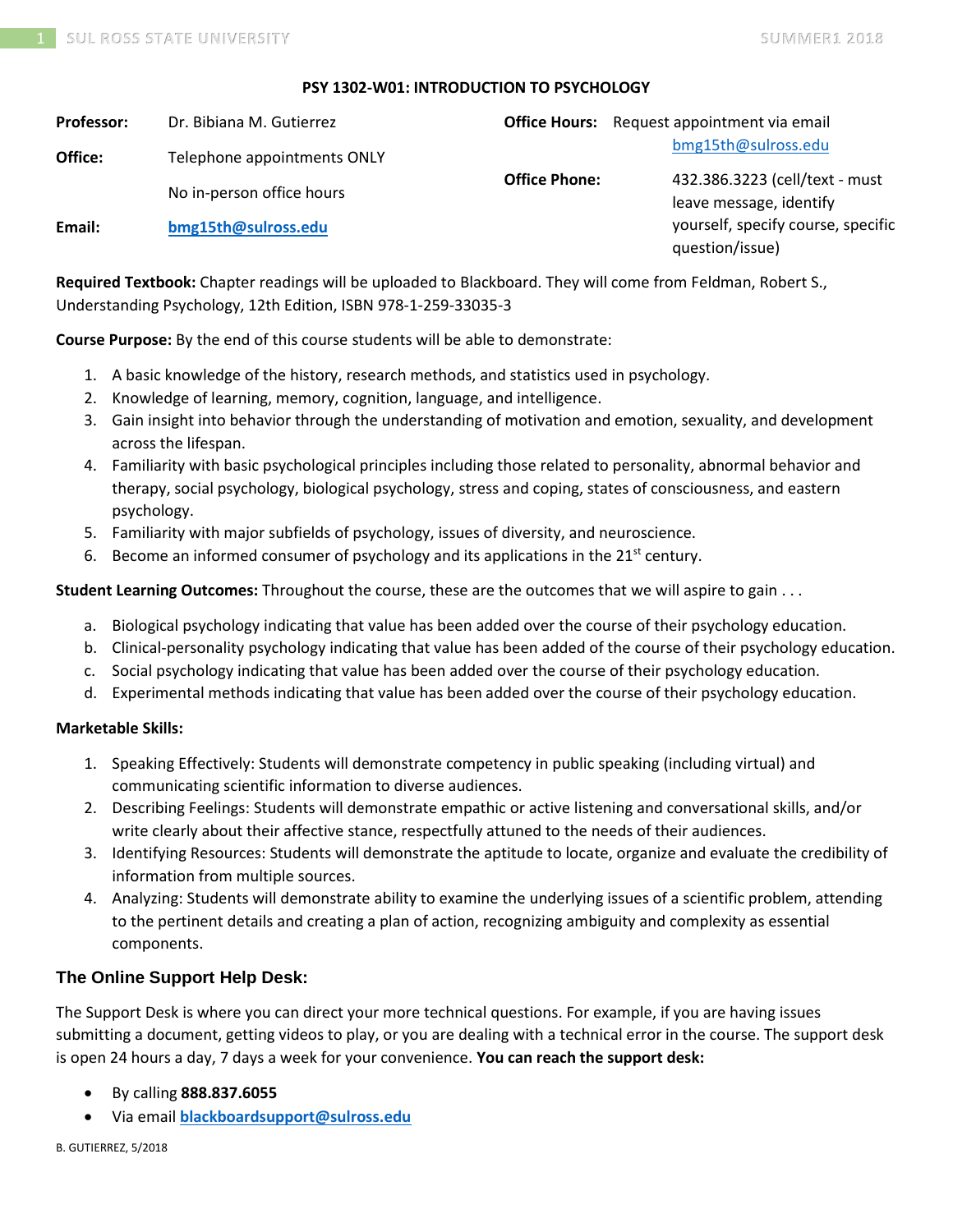**PSY 1302-W01: INTRODUCTION TO PSYCHOLOGY**

| | | | |
|---|---|---|---|
| **Professor:** | Dr. Bibiana M. Gutierrez | **Office Hours:** | Request appointment via email bmg15th@sulross.edu |
| **Office:** | Telephone appointments ONLY<br>No in-person office hours | **Office Phone:** | 432.386.3223 (cell/text - must leave message, identify yourself, specify course, specific question/issue) |
| **Email:** | bmg15th@sulross.edu | | |

**Required Textbook:** Chapter readings will be uploaded to Blackboard. They will come from Feldman, Robert S., Understanding Psychology, 12th Edition, ISBN 978-1-259-33035-3

**Course Purpose:** By the end of this course students will be able to demonstrate:

1. A basic knowledge of the history, research methods, and statistics used in psychology.
2. Knowledge of learning, memory, cognition, language, and intelligence.
3. Gain insight into behavior through the understanding of motivation and emotion, sexuality, and development across the lifespan.
4. Familiarity with basic psychological principles including those related to personality, abnormal behavior and therapy, social psychology, biological psychology, stress and coping, states of consciousness, and eastern psychology.
5. Familiarity with major subfields of psychology, issues of diversity, and neuroscience.
6. Become an informed consumer of psychology and its applications in the 21st century.

**Student Learning Outcomes:** Throughout the course, these are the outcomes that we will aspire to gain . . .

a. Biological psychology indicating that value has been added over the course of their psychology education.
b. Clinical-personality psychology indicating that value has been added of the course of their psychology education.
c. Social psychology indicating that value has been added over the course of their psychology education.
d. Experimental methods indicating that value has been added over the course of their psychology education.

**Marketable Skills:**

1. Speaking Effectively: Students will demonstrate competency in public speaking (including virtual) and communicating scientific information to diverse audiences.
2. Describing Feelings: Students will demonstrate empathic or active listening and conversational skills, and/or write clearly about their affective stance, respectfully attuned to the needs of their audiences.
3. Identifying Resources: Students will demonstrate the aptitude to locate, organize and evaluate the credibility of information from multiple sources.
4. Analyzing: Students will demonstrate ability to examine the underlying issues of a scientific problem, attending to the pertinent details and creating a plan of action, recognizing ambiguity and complexity as essential components.

## The Online Support Help Desk:

The Support Desk is where you can direct your more technical questions. For example, if you are having issues submitting a document, getting videos to play, or you are dealing with a technical error in the course. The support desk is open 24 hours a day, 7 days a week for your convenience. **You can reach the support desk:**

- By calling **888.837.6055**
- Via email **blackboardsupport@sulross.edu**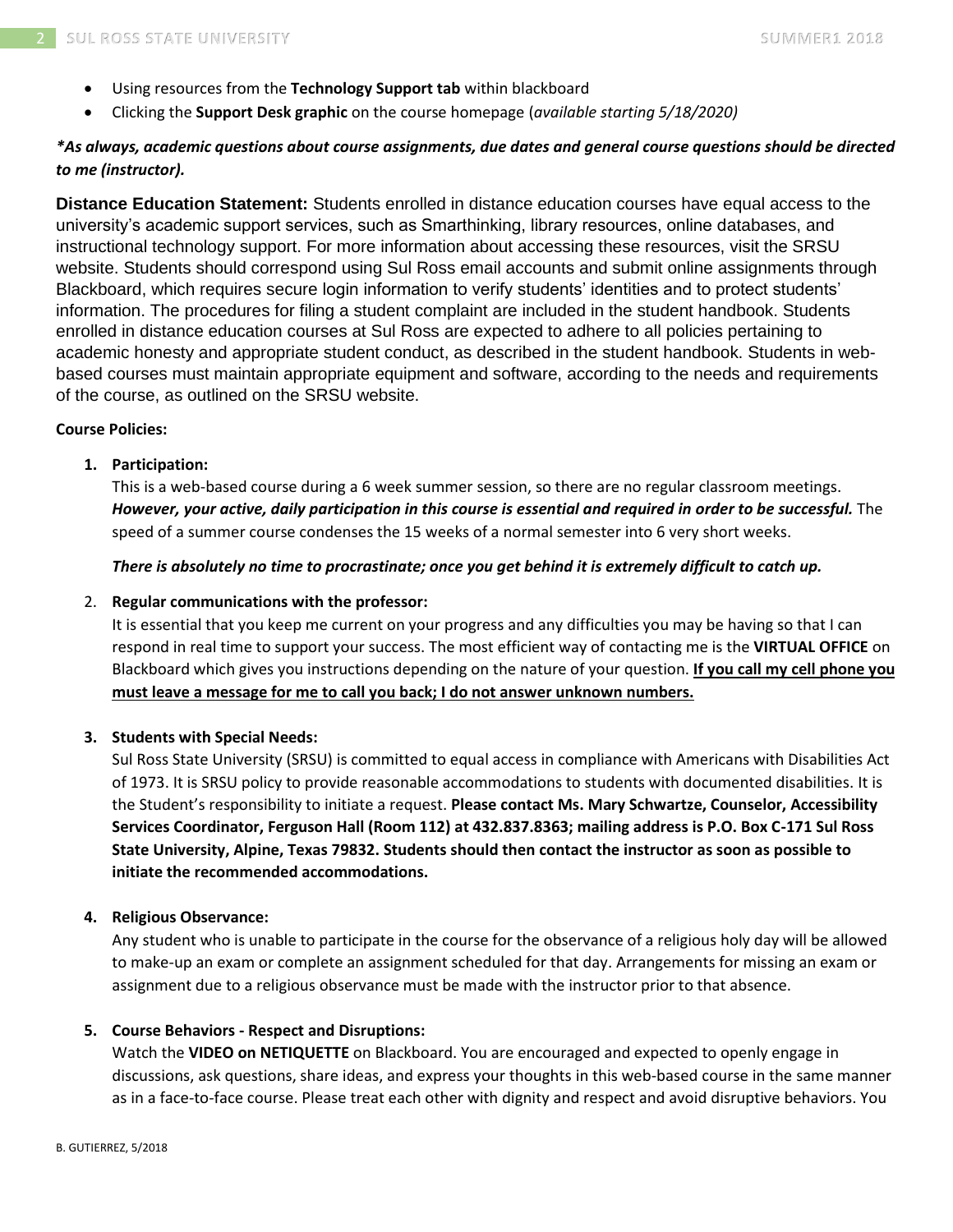- Using resources from the **Technology Support tab** within blackboard
- Clicking the **Support Desk graphic** on the course homepage (*available starting 5/18/2020)*

***As always, academic questions about course assignments, due dates and general course questions should be directed to me (instructor).***

**Distance Education Statement:** Students enrolled in distance education courses have equal access to the university's academic support services, such as Smarthinking, library resources, online databases, and instructional technology support. For more information about accessing these resources, visit the SRSU website. Students should correspond using Sul Ross email accounts and submit online assignments through Blackboard, which requires secure login information to verify students' identities and to protect students' information. The procedures for filing a student complaint are included in the student handbook. Students enrolled in distance education courses at Sul Ross are expected to adhere to all policies pertaining to academic honesty and appropriate student conduct, as described in the student handbook. Students in web-based courses must maintain appropriate equipment and software, according to the needs and requirements of the course, as outlined on the SRSU website.

**Course Policies:**

1. **Participation:**
   This is a web-based course during a 6 week summer session, so there are no regular classroom meetings. ***However, your active, daily participation in this course is essential and required in order to be successful.*** The speed of a summer course condenses the 15 weeks of a normal semester into 6 very short weeks.

   ***There is absolutely no time to procrastinate; once you get behind it is extremely difficult to catch up.***

2. **Regular communications with the professor:**
   It is essential that you keep me current on your progress and any difficulties you may be having so that I can respond in real time to support your success. The most efficient way of contacting me is the **VIRTUAL OFFICE** on Blackboard which gives you instructions depending on the nature of your question. **If you call my cell phone you must leave a message for me to call you back; I do not answer unknown numbers.**

3. **Students with Special Needs:**
   Sul Ross State University (SRSU) is committed to equal access in compliance with Americans with Disabilities Act of 1973. It is SRSU policy to provide reasonable accommodations to students with documented disabilities. It is the Student's responsibility to initiate a request. **Please contact Ms. Mary Schwartze, Counselor, Accessibility Services Coordinator, Ferguson Hall (Room 112) at 432.837.8363; mailing address is P.O. Box C-171 Sul Ross State University, Alpine, Texas 79832. Students should then contact the instructor as soon as possible to initiate the recommended accommodations.**

4. **Religious Observance:**
   Any student who is unable to participate in the course for the observance of a religious holy day will be allowed to make-up an exam or complete an assignment scheduled for that day. Arrangements for missing an exam or assignment due to a religious observance must be made with the instructor prior to that absence.

5. **Course Behaviors - Respect and Disruptions:**
   Watch the **VIDEO on NETIQUETTE** on Blackboard. You are encouraged and expected to openly engage in discussions, ask questions, share ideas, and express your thoughts in this web-based course in the same manner as in a face-to-face course. Please treat each other with dignity and respect and avoid disruptive behaviors. You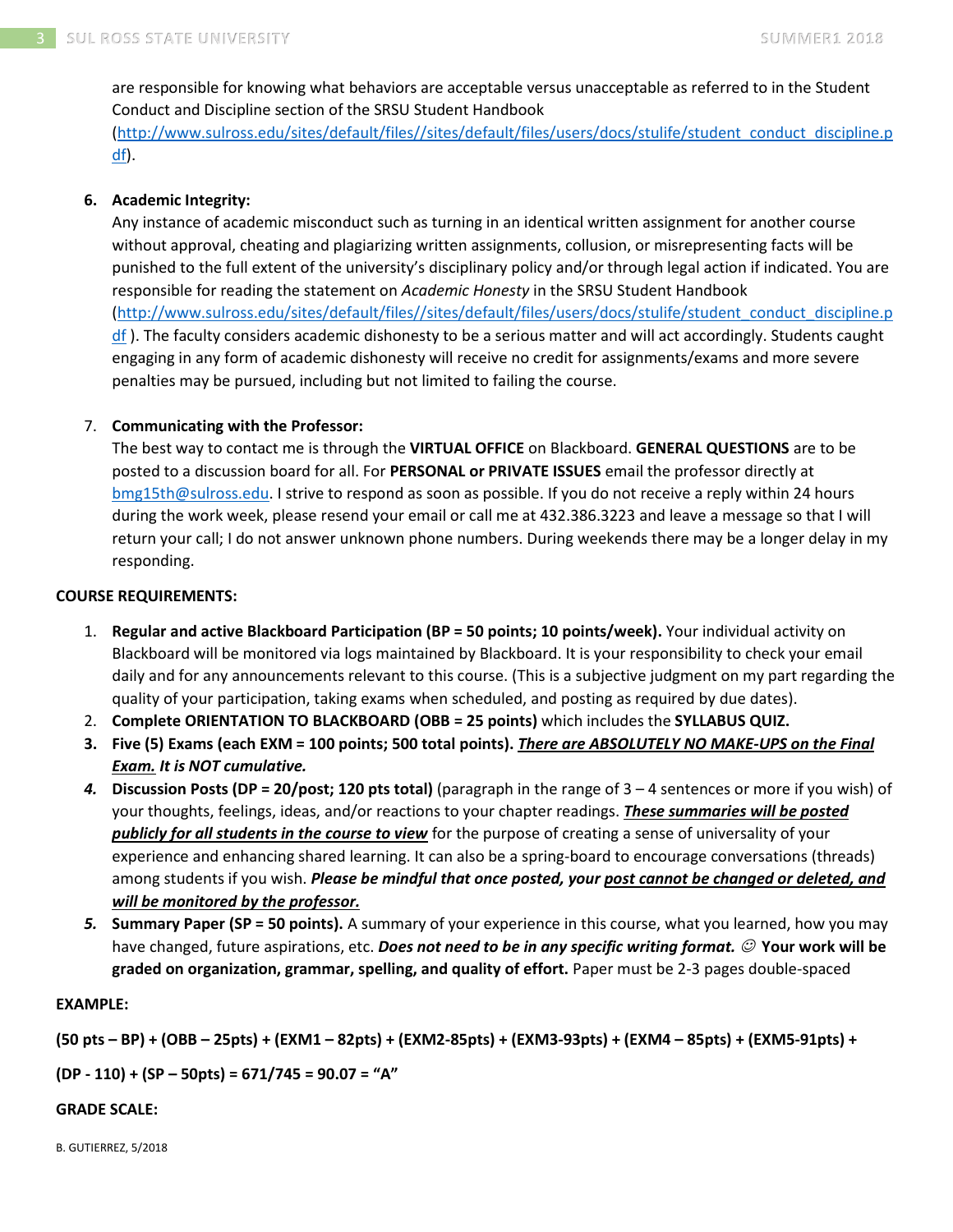are responsible for knowing what behaviors are acceptable versus unacceptable as referred to in the Student Conduct and Discipline section of the SRSU Student Handbook (http://www.sulross.edu/sites/default/files//sites/default/files/users/docs/stulife/student_conduct_discipline.pdf).

6. **Academic Integrity:**
   Any instance of academic misconduct such as turning in an identical written assignment for another course without approval, cheating and plagiarizing written assignments, collusion, or misrepresenting facts will be punished to the full extent of the university's disciplinary policy and/or through legal action if indicated. You are responsible for reading the statement on *Academic Honesty* in the SRSU Student Handbook (http://www.sulross.edu/sites/default/files//sites/default/files/users/docs/stulife/student_conduct_discipline.pdf ). The faculty considers academic dishonesty to be a serious matter and will act accordingly. Students caught engaging in any form of academic dishonesty will receive no credit for assignments/exams and more severe penalties may be pursued, including but not limited to failing the course.

7. **Communicating with the Professor:**
   The best way to contact me is through the **VIRTUAL OFFICE** on Blackboard. **GENERAL QUESTIONS** are to be posted to a discussion board for all. For **PERSONAL or PRIVATE ISSUES** email the professor directly at bmg15th@sulross.edu. I strive to respond as soon as possible. If you do not receive a reply within 24 hours during the work week, please resend your email or call me at 432.386.3223 and leave a message so that I will return your call; I do not answer unknown phone numbers. During weekends there may be a longer delay in my responding.

**COURSE REQUIREMENTS:**

1. **Regular and active Blackboard Participation (BP = 50 points; 10 points/week).** Your individual activity on Blackboard will be monitored via logs maintained by Blackboard. It is your responsibility to check your email daily and for any announcements relevant to this course. (This is a subjective judgment on my part regarding the quality of your participation, taking exams when scheduled, and posting as required by due dates).
2. **Complete ORIENTATION TO BLACKBOARD (OBB = 25 points)** which includes the **SYLLABUS QUIZ.**
3. **Five (5) Exams (each EXM = 100 points; 500 total points).** ***There are ABSOLUTELY NO MAKE-UPS on the Final Exam.*** ***It is NOT cumulative.***
4. **Discussion Posts (DP = 20/post; 120 pts total)** (paragraph in the range of 3 – 4 sentences or more if you wish) of your thoughts, feelings, ideas, and/or reactions to your chapter readings. ***These summaries will be posted publicly for all students in the course to view*** for the purpose of creating a sense of universality of your experience and enhancing shared learning. It can also be a spring-board to encourage conversations (threads) among students if you wish. ***Please be mindful that once posted, your post cannot be changed or deleted, and will be monitored by the professor.***
5. **Summary Paper (SP = 50 points).** A summary of your experience in this course, what you learned, how you may have changed, future aspirations, etc. ***Does not need to be in any specific writing format.*** ☺ **Your work will be graded on organization, grammar, spelling, and quality of effort.** Paper must be 2-3 pages double-spaced

**EXAMPLE:**

**(50 pts – BP) + (OBB – 25pts) + (EXM1 – 82pts) + (EXM2-85pts) + (EXM3-93pts) + (EXM4 – 85pts) + (EXM5-91pts) +**

**(DP - 110) + (SP – 50pts) = 671/745 = 90.07 = "A"**

**GRADE SCALE:**

B. GUTIERREZ, 5/2018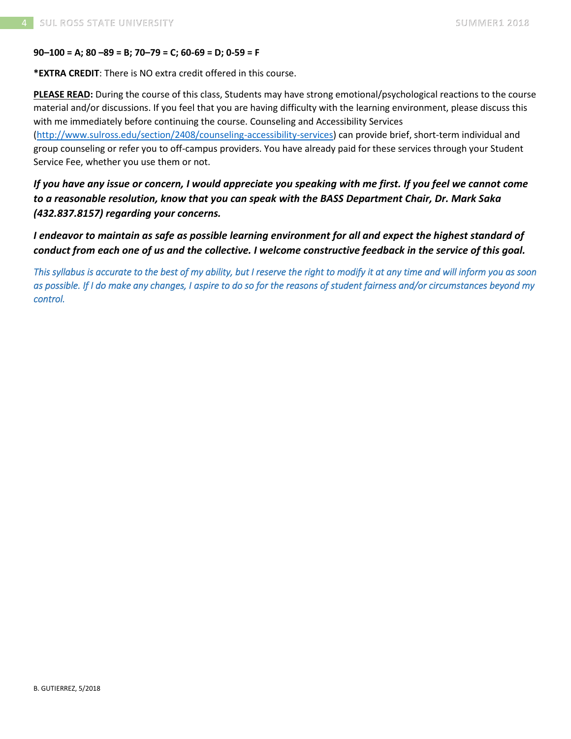**90–100 = A; 80 –89 = B; 70–79 = C; 60-69 = D; 0-59 = F**

***EXTRA CREDIT**: There is NO extra credit offered in this course.

**PLEASE READ:** During the course of this class, Students may have strong emotional/psychological reactions to the course material and/or discussions. If you feel that you are having difficulty with the learning environment, please discuss this with me immediately before continuing the course. Counseling and Accessibility Services (http://www.sulross.edu/section/2408/counseling-accessibility-services) can provide brief, short-term individual and group counseling or refer you to off-campus providers. You have already paid for these services through your Student Service Fee, whether you use them or not.

***If you have any issue or concern, I would appreciate you speaking with me first. If you feel we cannot come to a reasonable resolution, know that you can speak with the BASS Department Chair, Dr. Mark Saka (432.837.8157) regarding your concerns.***

***I endeavor to maintain as safe as possible learning environment for all and expect the highest standard of conduct from each one of us and the collective. I welcome constructive feedback in the service of this goal.***

*This syllabus is accurate to the best of my ability, but I reserve the right to modify it at any time and will inform you as soon as possible. If I do make any changes, I aspire to do so for the reasons of student fairness and/or circumstances beyond my control.*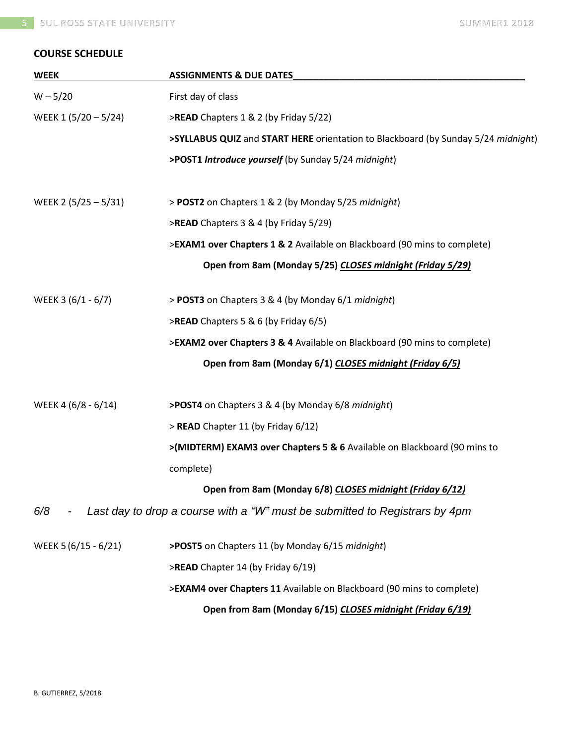## COURSE SCHEDULE

| WEEK | ASSIGNMENTS & DUE DATES |
| --- | --- |
| W – 5/20 | First day of class |
| WEEK 1 (5/20 – 5/24) | >**READ** Chapters 1 & 2 (by Friday 5/22) |
| | **>SYLLABUS QUIZ** and **START HERE** orientation to Blackboard (by Sunday 5/24 *midnight*) |
| | **>POST1** ***Introduce yourself*** (by Sunday 5/24 *midnight*) |
| WEEK 2 (5/25 – 5/31) | > **POST2** on Chapters 1 & 2 (by Monday 5/25 *midnight*) |
| | >**READ** Chapters 3 & 4 (by Friday 5/29) |
| | >**EXAM1 over Chapters 1 & 2** Available on Blackboard (90 mins to complete) |
| | **Open from 8am (Monday 5/25)** ***<u>CLOSES midnight (Friday 5/29)</u>*** |
| WEEK 3 (6/1 - 6/7) | > **POST3** on Chapters 3 & 4 (by Monday 6/1 *midnight*) |
| | >**READ** Chapters 5 & 6 (by Friday 6/5) |
| | >**EXAM2 over Chapters 3 & 4** Available on Blackboard (90 mins to complete) |
| | **Open from 8am (Monday 6/1)** ***<u>CLOSES midnight (Friday 6/5)</u>*** |
| WEEK 4 (6/8 - 6/14) | **>POST4** on Chapters 3 & 4 (by Monday 6/8 *midnight*) |
| | > **READ** Chapter 11 (by Friday 6/12) |
| | **>(MIDTERM) EXAM3 over Chapters 5 & 6** Available on Blackboard (90 mins to complete) |
| | **Open from 8am (Monday 6/8)** ***<u>CLOSES midnight (Friday 6/12)</u>*** |

*6/8 - Last day to drop a course with a "W" must be submitted to Registrars by 4pm*

| WEEK | ASSIGNMENTS & DUE DATES |
| --- | --- |
| WEEK 5 (6/15 - 6/21) | **>POST5** on Chapters 11 (by Monday 6/15 *midnight*) |
| | >**READ** Chapter 14 (by Friday 6/19) |
| | >**EXAM4 over Chapters 11** Available on Blackboard (90 mins to complete) |
| | **Open from 8am (Monday 6/15)** ***<u>CLOSES midnight (Friday 6/19)</u>*** |

B. GUTIERREZ, 5/2018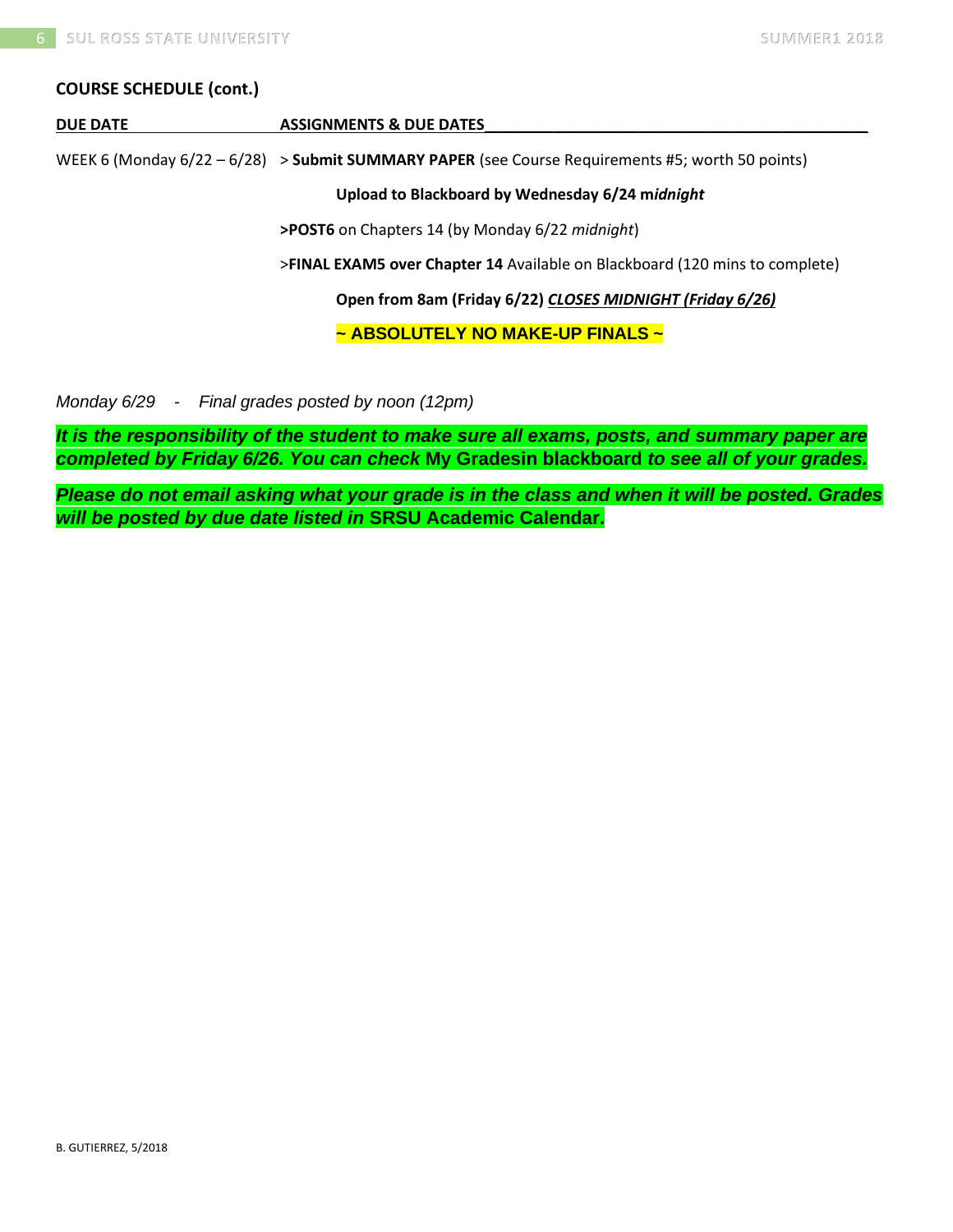## COURSE SCHEDULE (cont.)

| DUE DATE | ASSIGNMENTS & DUE DATES |
|---|---|
| WEEK 6 (Monday 6/22 – 6/28) | > **Submit SUMMARY PAPER** (see Course Requirements #5; worth 50 points) |
| | **Upload to Blackboard by Wednesday 6/24 m*idnight*** |
| | **>POST6** on Chapters 14 (by Monday 6/22 *midnight*) |
| | >**FINAL EXAM5 over Chapter 14** Available on Blackboard (120 mins to complete) |
| | **Open from 8am (Friday 6/22) *CLOSES MIDNIGHT (Friday 6/26)*** |
| | **~ ABSOLUTELY NO MAKE-UP FINALS ~** |

*Monday 6/29 - Final grades posted by noon (12pm)*

***It is the responsibility of the student to make sure all exams, posts, and summary paper are completed by Friday 6/26. You can check* My Gradesin blackboard *to see all of your grades.***

***Please do not email asking what your grade is in the class and when it will be posted. Grades will be posted by due date listed in* SRSU Academic Calendar.**

B. GUTIERREZ, 5/2018